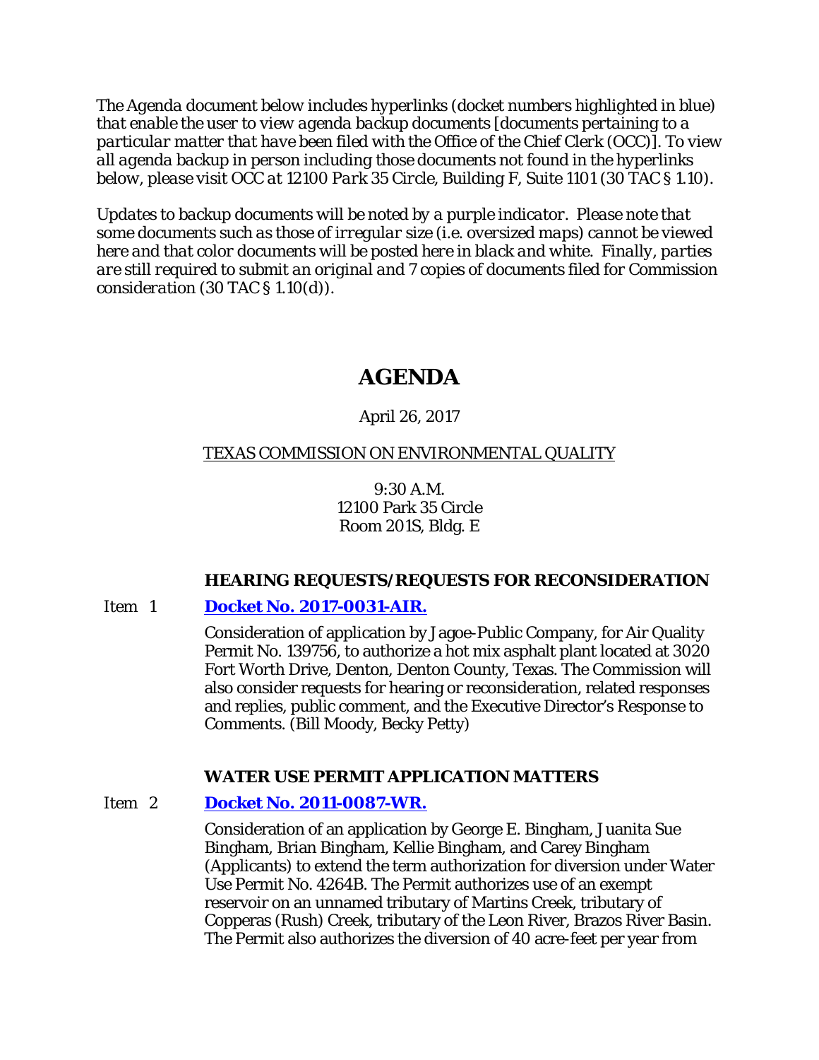*The Agenda document below includes hyperlinks (docket numbers highlighted in blue) that enable the user to view agenda backup documents [documents pertaining to a particular matter that have been filed with the Office of the Chief Clerk (OCC)]. To view all agenda backup in person including those documents not found in the hyperlinks below, please visit OCC at 12100 Park 35 Circle, Building F, Suite 1101 (30 TAC § 1.10).*

*Updates to backup documents will be noted by a purple indicator. Please note that some documents such as those of irregular size (i.e. oversized maps) cannot be viewed here and that color documents will be posted here in black and white. Finally, parties are still required to submit an original and 7 copies of documents filed for Commission consideration (30 TAC § 1.10(d)).*

# AGENDA

April 26, 2017

TEXAS COMMISSION ON ENVIRONMENTAL QUALITY

9:30 A.M.
12100 Park 35 Circle
Room 201S, Bldg. E

### HEARING REQUESTS/REQUESTS FOR RECONSIDERATION

Item 1 **Docket No. 2017-0031-AIR.**

Consideration of application by Jagoe-Public Company, for Air Quality Permit No. 139756, to authorize a hot mix asphalt plant located at 3020 Fort Worth Drive, Denton, Denton County, Texas. The Commission will also consider requests for hearing or reconsideration, related responses and replies, public comment, and the Executive Director's Response to Comments. (Bill Moody, Becky Petty)

### WATER USE PERMIT APPLICATION MATTERS

Item 2 **Docket No. 2011-0087-WR.**

Consideration of an application by George E. Bingham, Juanita Sue Bingham, Brian Bingham, Kellie Bingham, and Carey Bingham (Applicants) to extend the term authorization for diversion under Water Use Permit No. 4264B. The Permit authorizes use of an exempt reservoir on an unnamed tributary of Martins Creek, tributary of Copperas (Rush) Creek, tributary of the Leon River, Brazos River Basin. The Permit also authorizes the diversion of 40 acre-feet per year from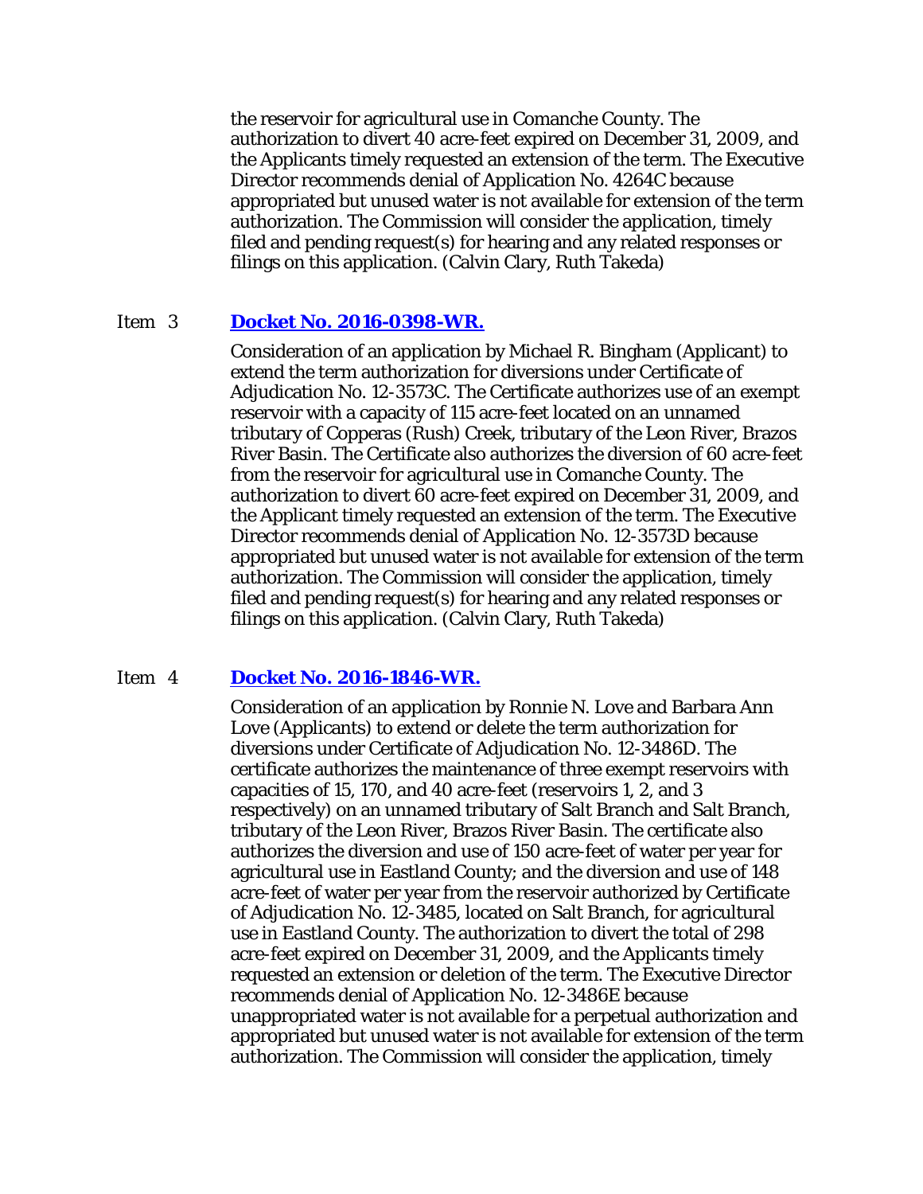the reservoir for agricultural use in Comanche County. The authorization to divert 40 acre-feet expired on December 31, 2009, and the Applicants timely requested an extension of the term. The Executive Director recommends denial of Application No. 4264C because appropriated but unused water is not available for extension of the term authorization. The Commission will consider the application, timely filed and pending request(s) for hearing and any related responses or filings on this application. (Calvin Clary, Ruth Takeda)

Item 3 **Docket No. 2016-0398-WR.**

Consideration of an application by Michael R. Bingham (Applicant) to extend the term authorization for diversions under Certificate of Adjudication No. 12-3573C. The Certificate authorizes use of an exempt reservoir with a capacity of 115 acre-feet located on an unnamed tributary of Copperas (Rush) Creek, tributary of the Leon River, Brazos River Basin. The Certificate also authorizes the diversion of 60 acre-feet from the reservoir for agricultural use in Comanche County. The authorization to divert 60 acre-feet expired on December 31, 2009, and the Applicant timely requested an extension of the term. The Executive Director recommends denial of Application No. 12-3573D because appropriated but unused water is not available for extension of the term authorization. The Commission will consider the application, timely filed and pending request(s) for hearing and any related responses or filings on this application. (Calvin Clary, Ruth Takeda)

Item 4 **Docket No. 2016-1846-WR.**

Consideration of an application by Ronnie N. Love and Barbara Ann Love (Applicants) to extend or delete the term authorization for diversions under Certificate of Adjudication No. 12-3486D. The certificate authorizes the maintenance of three exempt reservoirs with capacities of 15, 170, and 40 acre-feet (reservoirs 1, 2, and 3 respectively) on an unnamed tributary of Salt Branch and Salt Branch, tributary of the Leon River, Brazos River Basin. The certificate also authorizes the diversion and use of 150 acre-feet of water per year for agricultural use in Eastland County; and the diversion and use of 148 acre-feet of water per year from the reservoir authorized by Certificate of Adjudication No. 12-3485, located on Salt Branch, for agricultural use in Eastland County. The authorization to divert the total of 298 acre-feet expired on December 31, 2009, and the Applicants timely requested an extension or deletion of the term. The Executive Director recommends denial of Application No. 12-3486E because unappropriated water is not available for a perpetual authorization and appropriated but unused water is not available for extension of the term authorization. The Commission will consider the application, timely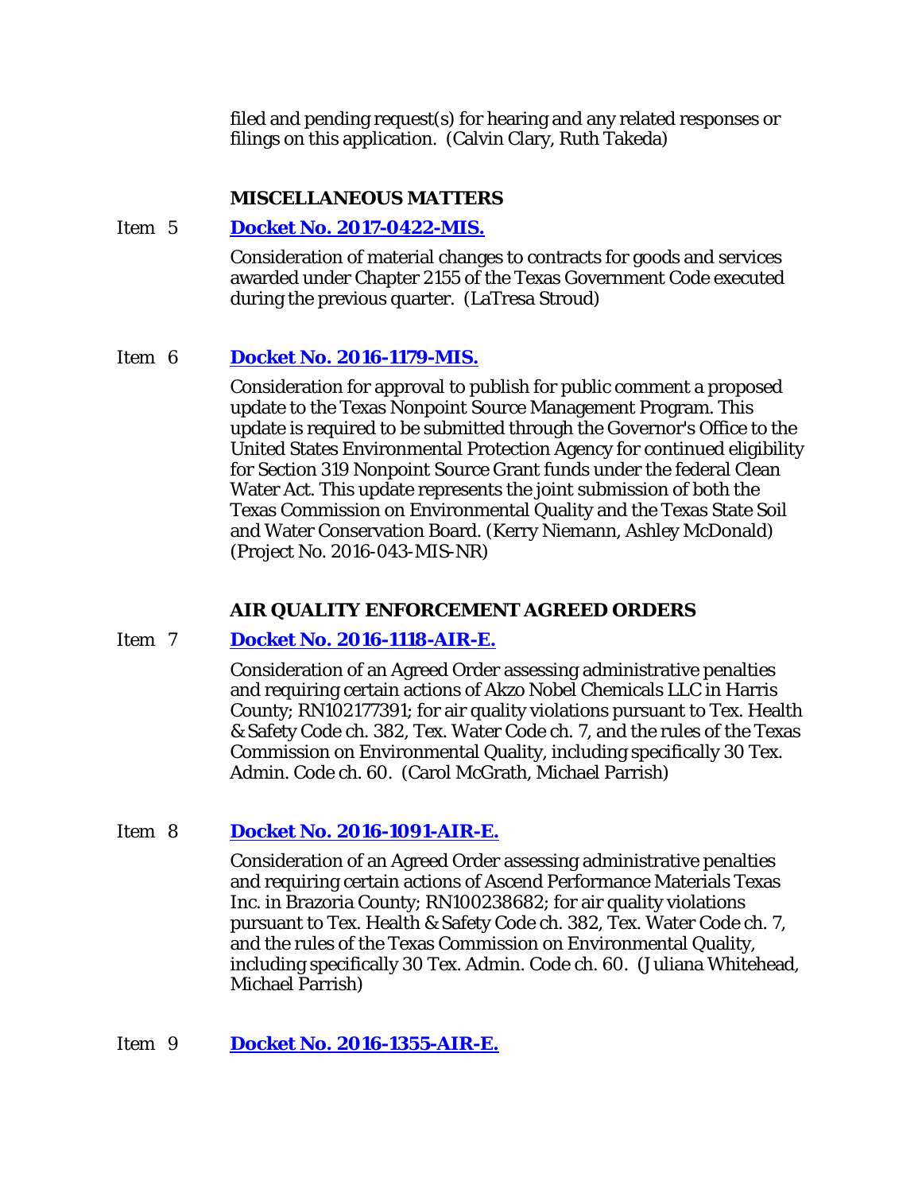filed and pending request(s) for hearing and any related responses or filings on this application. (Calvin Clary, Ruth Takeda)

### MISCELLANEOUS MATTERS

Item 5 **Docket No. 2017-0422-MIS.**

Consideration of material changes to contracts for goods and services awarded under Chapter 2155 of the Texas Government Code executed during the previous quarter. (LaTresa Stroud)

Item 6 **Docket No. 2016-1179-MIS.**

Consideration for approval to publish for public comment a proposed update to the Texas Nonpoint Source Management Program. This update is required to be submitted through the Governor's Office to the United States Environmental Protection Agency for continued eligibility for Section 319 Nonpoint Source Grant funds under the federal Clean Water Act. This update represents the joint submission of both the Texas Commission on Environmental Quality and the Texas State Soil and Water Conservation Board. (Kerry Niemann, Ashley McDonald) (Project No. 2016-043-MIS-NR)

### AIR QUALITY ENFORCEMENT AGREED ORDERS

Item 7 **Docket No. 2016-1118-AIR-E.**

Consideration of an Agreed Order assessing administrative penalties and requiring certain actions of Akzo Nobel Chemicals LLC in Harris County; RN102177391; for air quality violations pursuant to Tex. Health & Safety Code ch. 382, Tex. Water Code ch. 7, and the rules of the Texas Commission on Environmental Quality, including specifically 30 Tex. Admin. Code ch. 60. (Carol McGrath, Michael Parrish)

Item 8 **Docket No. 2016-1091-AIR-E.**

Consideration of an Agreed Order assessing administrative penalties and requiring certain actions of Ascend Performance Materials Texas Inc. in Brazoria County; RN100238682; for air quality violations pursuant to Tex. Health & Safety Code ch. 382, Tex. Water Code ch. 7, and the rules of the Texas Commission on Environmental Quality, including specifically 30 Tex. Admin. Code ch. 60. (Juliana Whitehead, Michael Parrish)

Item 9 **Docket No. 2016-1355-AIR-E.**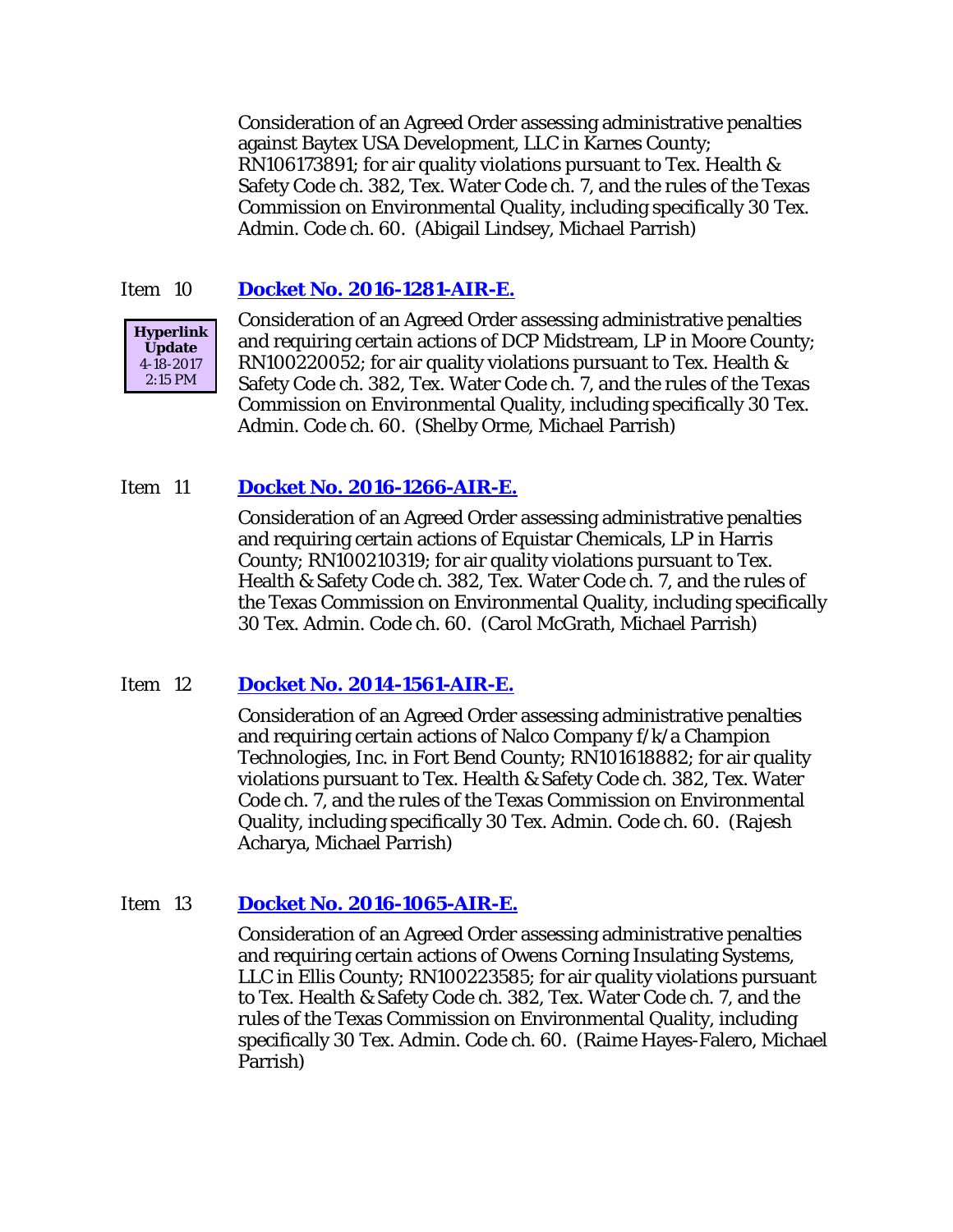Consideration of an Agreed Order assessing administrative penalties against Baytex USA Development, LLC in Karnes County; RN106173891; for air quality violations pursuant to Tex. Health & Safety Code ch. 382, Tex. Water Code ch. 7, and the rules of the Texas Commission on Environmental Quality, including specifically 30 Tex. Admin. Code ch. 60. (Abigail Lindsey, Michael Parrish)

Item 10 **Docket No. 2016-1281-AIR-E.**

**Hyperlink Update** 4-18-2017 2:15 PM

Consideration of an Agreed Order assessing administrative penalties and requiring certain actions of DCP Midstream, LP in Moore County; RN100220052; for air quality violations pursuant to Tex. Health & Safety Code ch. 382, Tex. Water Code ch. 7, and the rules of the Texas Commission on Environmental Quality, including specifically 30 Tex. Admin. Code ch. 60. (Shelby Orme, Michael Parrish)

Item 11 **Docket No. 2016-1266-AIR-E.**

Consideration of an Agreed Order assessing administrative penalties and requiring certain actions of Equistar Chemicals, LP in Harris County; RN100210319; for air quality violations pursuant to Tex. Health & Safety Code ch. 382, Tex. Water Code ch. 7, and the rules of the Texas Commission on Environmental Quality, including specifically 30 Tex. Admin. Code ch. 60. (Carol McGrath, Michael Parrish)

Item 12 **Docket No. 2014-1561-AIR-E.**

Consideration of an Agreed Order assessing administrative penalties and requiring certain actions of Nalco Company f/k/a Champion Technologies, Inc. in Fort Bend County; RN101618882; for air quality violations pursuant to Tex. Health & Safety Code ch. 382, Tex. Water Code ch. 7, and the rules of the Texas Commission on Environmental Quality, including specifically 30 Tex. Admin. Code ch. 60. (Rajesh Acharya, Michael Parrish)

Item 13 **Docket No. 2016-1065-AIR-E.**

Consideration of an Agreed Order assessing administrative penalties and requiring certain actions of Owens Corning Insulating Systems, LLC in Ellis County; RN100223585; for air quality violations pursuant to Tex. Health & Safety Code ch. 382, Tex. Water Code ch. 7, and the rules of the Texas Commission on Environmental Quality, including specifically 30 Tex. Admin. Code ch. 60. (Raime Hayes-Falero, Michael Parrish)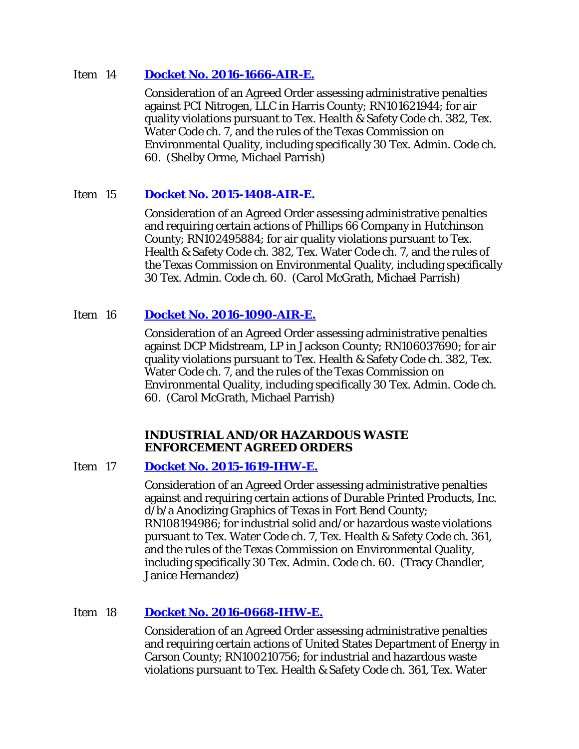Item 14 **Docket No. 2016-1666-AIR-E.**

Consideration of an Agreed Order assessing administrative penalties against PCI Nitrogen, LLC in Harris County; RN101621944; for air quality violations pursuant to Tex. Health & Safety Code ch. 382, Tex. Water Code ch. 7, and the rules of the Texas Commission on Environmental Quality, including specifically 30 Tex. Admin. Code ch. 60. (Shelby Orme, Michael Parrish)

Item 15 **Docket No. 2015-1408-AIR-E.**

Consideration of an Agreed Order assessing administrative penalties and requiring certain actions of Phillips 66 Company in Hutchinson County; RN102495884; for air quality violations pursuant to Tex. Health & Safety Code ch. 382, Tex. Water Code ch. 7, and the rules of the Texas Commission on Environmental Quality, including specifically 30 Tex. Admin. Code ch. 60. (Carol McGrath, Michael Parrish)

Item 16 **Docket No. 2016-1090-AIR-E.**

Consideration of an Agreed Order assessing administrative penalties against DCP Midstream, LP in Jackson County; RN106037690; for air quality violations pursuant to Tex. Health & Safety Code ch. 382, Tex. Water Code ch. 7, and the rules of the Texas Commission on Environmental Quality, including specifically 30 Tex. Admin. Code ch. 60. (Carol McGrath, Michael Parrish)

**INDUSTRIAL AND/OR HAZARDOUS WASTE ENFORCEMENT AGREED ORDERS**

Item 17 **Docket No. 2015-1619-IHW-E.**

Consideration of an Agreed Order assessing administrative penalties against and requiring certain actions of Durable Printed Products, Inc. d/b/a Anodizing Graphics of Texas in Fort Bend County; RN108194986; for industrial solid and/or hazardous waste violations pursuant to Tex. Water Code ch. 7, Tex. Health & Safety Code ch. 361, and the rules of the Texas Commission on Environmental Quality, including specifically 30 Tex. Admin. Code ch. 60. (Tracy Chandler, Janice Hernandez)

Item 18 **Docket No. 2016-0668-IHW-E.**

Consideration of an Agreed Order assessing administrative penalties and requiring certain actions of United States Department of Energy in Carson County; RN100210756; for industrial and hazardous waste violations pursuant to Tex. Health & Safety Code ch. 361, Tex. Water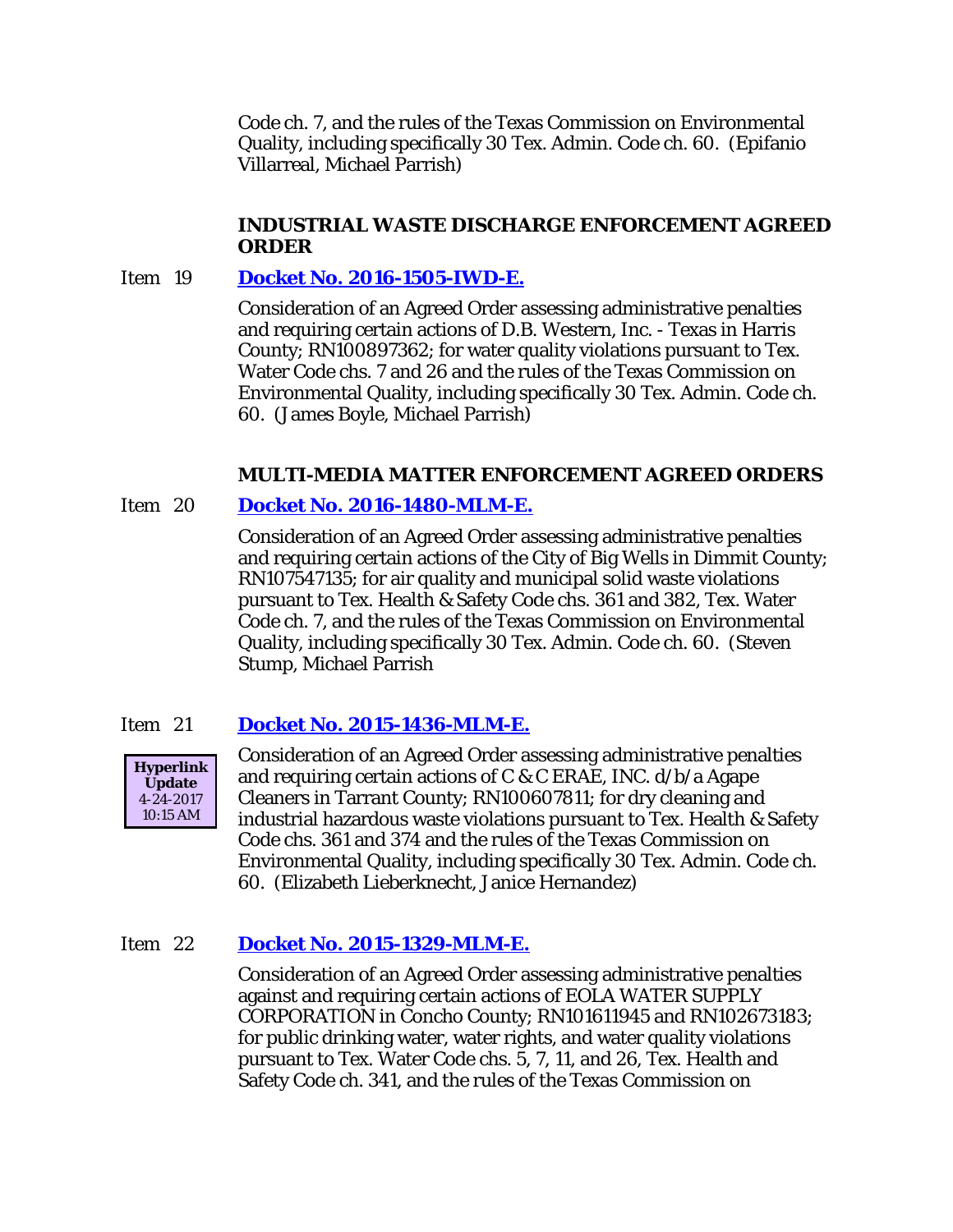Code ch. 7, and the rules of the Texas Commission on Environmental Quality, including specifically 30 Tex. Admin. Code ch. 60. (Epifanio Villarreal, Michael Parrish)

### INDUSTRIAL WASTE DISCHARGE ENFORCEMENT AGREED ORDER

Item 19 **Docket No. 2016-1505-IWD-E.**

Consideration of an Agreed Order assessing administrative penalties and requiring certain actions of D.B. Western, Inc. - Texas in Harris County; RN100897362; for water quality violations pursuant to Tex. Water Code chs. 7 and 26 and the rules of the Texas Commission on Environmental Quality, including specifically 30 Tex. Admin. Code ch. 60. (James Boyle, Michael Parrish)

### MULTI-MEDIA MATTER ENFORCEMENT AGREED ORDERS

Item 20 **Docket No. 2016-1480-MLM-E.**

Consideration of an Agreed Order assessing administrative penalties and requiring certain actions of the City of Big Wells in Dimmit County; RN107547135; for air quality and municipal solid waste violations pursuant to Tex. Health & Safety Code chs. 361 and 382, Tex. Water Code ch. 7, and the rules of the Texas Commission on Environmental Quality, including specifically 30 Tex. Admin. Code ch. 60. (Steven Stump, Michael Parrish

Item 21 **Docket No. 2015-1436-MLM-E.**

**Hyperlink Update** 4-24-2017 10:15 AM

Consideration of an Agreed Order assessing administrative penalties and requiring certain actions of C & C ERAE, INC. d/b/a Agape Cleaners in Tarrant County; RN100607811; for dry cleaning and industrial hazardous waste violations pursuant to Tex. Health & Safety Code chs. 361 and 374 and the rules of the Texas Commission on Environmental Quality, including specifically 30 Tex. Admin. Code ch. 60. (Elizabeth Lieberknecht, Janice Hernandez)

Item 22 **Docket No. 2015-1329-MLM-E.**

Consideration of an Agreed Order assessing administrative penalties against and requiring certain actions of EOLA WATER SUPPLY CORPORATION in Concho County; RN101611945 and RN102673183; for public drinking water, water rights, and water quality violations pursuant to Tex. Water Code chs. 5, 7, 11, and 26, Tex. Health and Safety Code ch. 341, and the rules of the Texas Commission on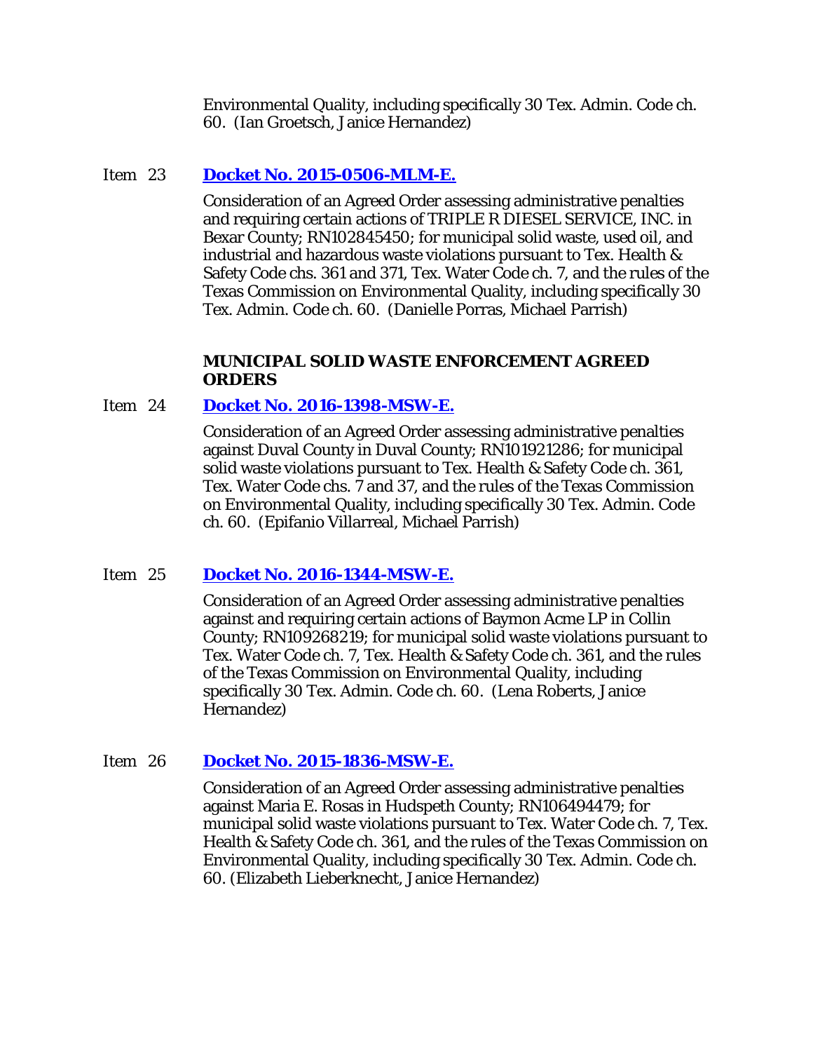Environmental Quality, including specifically 30 Tex. Admin. Code ch. 60. (Ian Groetsch, Janice Hernandez)

Item 23 **Docket No. 2015-0506-MLM-E.**

Consideration of an Agreed Order assessing administrative penalties and requiring certain actions of TRIPLE R DIESEL SERVICE, INC. in Bexar County; RN102845450; for municipal solid waste, used oil, and industrial and hazardous waste violations pursuant to Tex. Health & Safety Code chs. 361 and 371, Tex. Water Code ch. 7, and the rules of the Texas Commission on Environmental Quality, including specifically 30 Tex. Admin. Code ch. 60. (Danielle Porras, Michael Parrish)

**MUNICIPAL SOLID WASTE ENFORCEMENT AGREED ORDERS**

Item 24 **Docket No. 2016-1398-MSW-E.**

Consideration of an Agreed Order assessing administrative penalties against Duval County in Duval County; RN101921286; for municipal solid waste violations pursuant to Tex. Health & Safety Code ch. 361, Tex. Water Code chs. 7 and 37, and the rules of the Texas Commission on Environmental Quality, including specifically 30 Tex. Admin. Code ch. 60. (Epifanio Villarreal, Michael Parrish)

Item 25 **Docket No. 2016-1344-MSW-E.**

Consideration of an Agreed Order assessing administrative penalties against and requiring certain actions of Baymon Acme LP in Collin County; RN109268219; for municipal solid waste violations pursuant to Tex. Water Code ch. 7, Tex. Health & Safety Code ch. 361, and the rules of the Texas Commission on Environmental Quality, including specifically 30 Tex. Admin. Code ch. 60. (Lena Roberts, Janice Hernandez)

Item 26 **Docket No. 2015-1836-MSW-E.**

Consideration of an Agreed Order assessing administrative penalties against Maria E. Rosas in Hudspeth County; RN106494479; for municipal solid waste violations pursuant to Tex. Water Code ch. 7, Tex. Health & Safety Code ch. 361, and the rules of the Texas Commission on Environmental Quality, including specifically 30 Tex. Admin. Code ch. 60. (Elizabeth Lieberknecht, Janice Hernandez)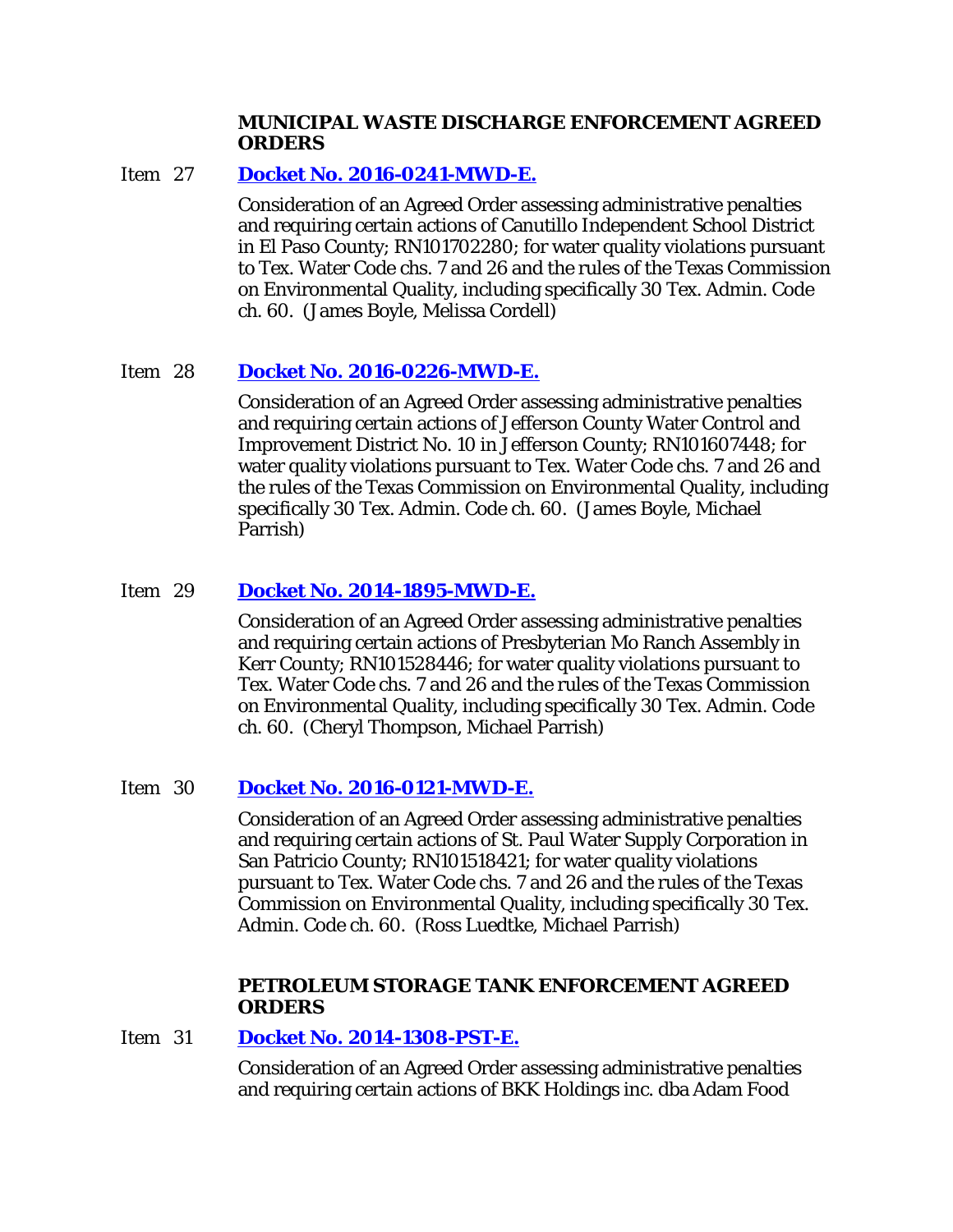### MUNICIPAL WASTE DISCHARGE ENFORCEMENT AGREED ORDERS

Item 27 **Docket No. 2016-0241-MWD-E.**

Consideration of an Agreed Order assessing administrative penalties and requiring certain actions of Canutillo Independent School District in El Paso County; RN101702280; for water quality violations pursuant to Tex. Water Code chs. 7 and 26 and the rules of the Texas Commission on Environmental Quality, including specifically 30 Tex. Admin. Code ch. 60. (James Boyle, Melissa Cordell)

Item 28 **Docket No. 2016-0226-MWD-E.**

Consideration of an Agreed Order assessing administrative penalties and requiring certain actions of Jefferson County Water Control and Improvement District No. 10 in Jefferson County; RN101607448; for water quality violations pursuant to Tex. Water Code chs. 7 and 26 and the rules of the Texas Commission on Environmental Quality, including specifically 30 Tex. Admin. Code ch. 60. (James Boyle, Michael Parrish)

Item 29 **Docket No. 2014-1895-MWD-E.**

Consideration of an Agreed Order assessing administrative penalties and requiring certain actions of Presbyterian Mo Ranch Assembly in Kerr County; RN101528446; for water quality violations pursuant to Tex. Water Code chs. 7 and 26 and the rules of the Texas Commission on Environmental Quality, including specifically 30 Tex. Admin. Code ch. 60. (Cheryl Thompson, Michael Parrish)

Item 30 **Docket No. 2016-0121-MWD-E.**

Consideration of an Agreed Order assessing administrative penalties and requiring certain actions of St. Paul Water Supply Corporation in San Patricio County; RN101518421; for water quality violations pursuant to Tex. Water Code chs. 7 and 26 and the rules of the Texas Commission on Environmental Quality, including specifically 30 Tex. Admin. Code ch. 60. (Ross Luedtke, Michael Parrish)

### PETROLEUM STORAGE TANK ENFORCEMENT AGREED ORDERS

Item 31 **Docket No. 2014-1308-PST-E.**

Consideration of an Agreed Order assessing administrative penalties and requiring certain actions of BKK Holdings inc. dba Adam Food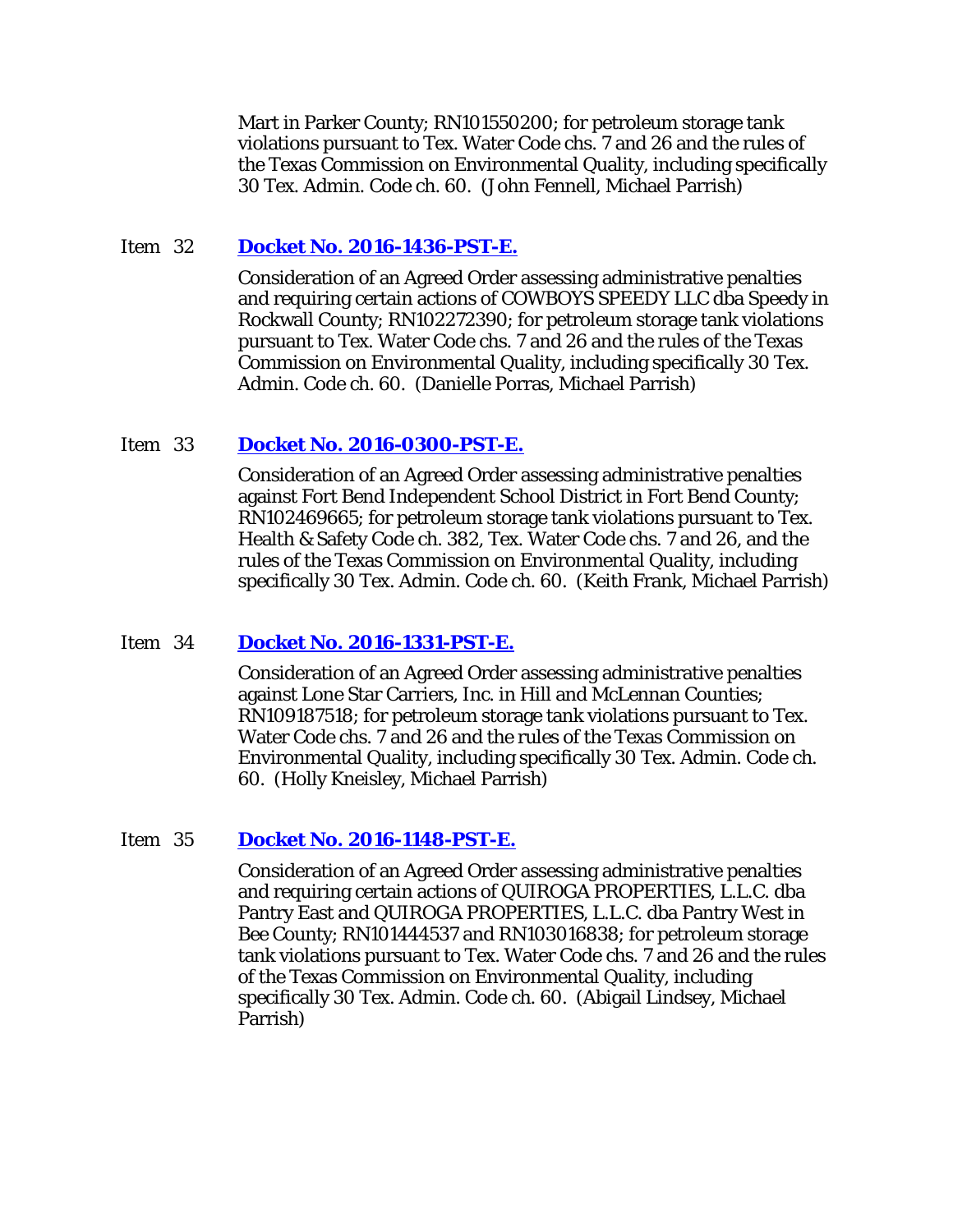Mart in Parker County; RN101550200; for petroleum storage tank violations pursuant to Tex. Water Code chs. 7 and 26 and the rules of the Texas Commission on Environmental Quality, including specifically 30 Tex. Admin. Code ch. 60. (John Fennell, Michael Parrish)

Item 32 **Docket No. 2016-1436-PST-E.**

Consideration of an Agreed Order assessing administrative penalties and requiring certain actions of COWBOYS SPEEDY LLC dba Speedy in Rockwall County; RN102272390; for petroleum storage tank violations pursuant to Tex. Water Code chs. 7 and 26 and the rules of the Texas Commission on Environmental Quality, including specifically 30 Tex. Admin. Code ch. 60. (Danielle Porras, Michael Parrish)

Item 33 **Docket No. 2016-0300-PST-E.**

Consideration of an Agreed Order assessing administrative penalties against Fort Bend Independent School District in Fort Bend County; RN102469665; for petroleum storage tank violations pursuant to Tex. Health & Safety Code ch. 382, Tex. Water Code chs. 7 and 26, and the rules of the Texas Commission on Environmental Quality, including specifically 30 Tex. Admin. Code ch. 60. (Keith Frank, Michael Parrish)

Item 34 **Docket No. 2016-1331-PST-E.**

Consideration of an Agreed Order assessing administrative penalties against Lone Star Carriers, Inc. in Hill and McLennan Counties; RN109187518; for petroleum storage tank violations pursuant to Tex. Water Code chs. 7 and 26 and the rules of the Texas Commission on Environmental Quality, including specifically 30 Tex. Admin. Code ch. 60. (Holly Kneisley, Michael Parrish)

Item 35 **Docket No. 2016-1148-PST-E.**

Consideration of an Agreed Order assessing administrative penalties and requiring certain actions of QUIROGA PROPERTIES, L.L.C. dba Pantry East and QUIROGA PROPERTIES, L.L.C. dba Pantry West in Bee County; RN101444537 and RN103016838; for petroleum storage tank violations pursuant to Tex. Water Code chs. 7 and 26 and the rules of the Texas Commission on Environmental Quality, including specifically 30 Tex. Admin. Code ch. 60. (Abigail Lindsey, Michael Parrish)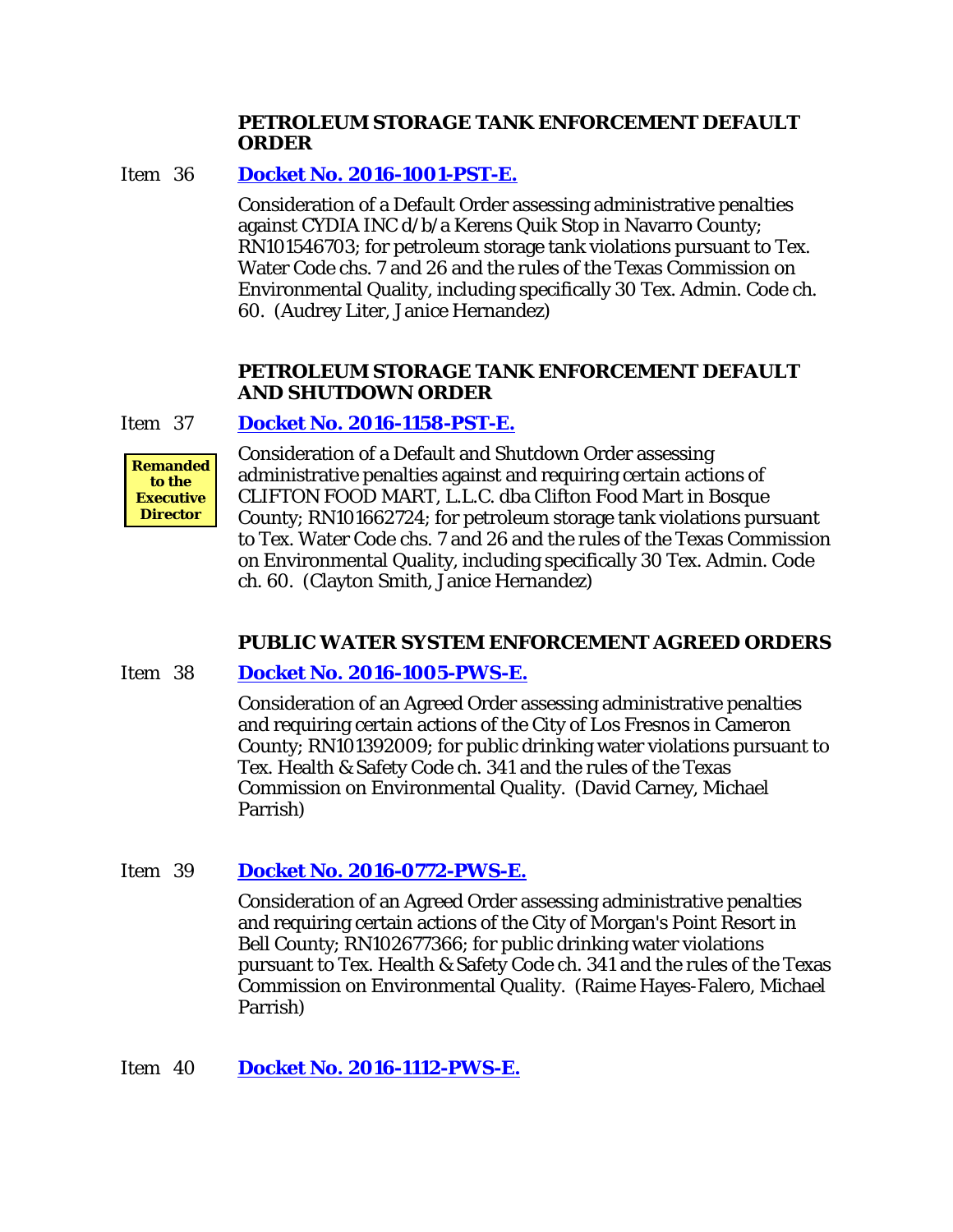**PETROLEUM STORAGE TANK ENFORCEMENT DEFAULT ORDER**

Item 36 **Docket No. 2016-1001-PST-E.**

Consideration of a Default Order assessing administrative penalties against CYDIA INC d/b/a Kerens Quik Stop in Navarro County; RN101546703; for petroleum storage tank violations pursuant to Tex. Water Code chs. 7 and 26 and the rules of the Texas Commission on Environmental Quality, including specifically 30 Tex. Admin. Code ch. 60. (Audrey Liter, Janice Hernandez)

**PETROLEUM STORAGE TANK ENFORCEMENT DEFAULT AND SHUTDOWN ORDER**

Item 37 **Docket No. 2016-1158-PST-E.**

**Remanded to the Executive Director**

Consideration of a Default and Shutdown Order assessing administrative penalties against and requiring certain actions of CLIFTON FOOD MART, L.L.C. dba Clifton Food Mart in Bosque County; RN101662724; for petroleum storage tank violations pursuant to Tex. Water Code chs. 7 and 26 and the rules of the Texas Commission on Environmental Quality, including specifically 30 Tex. Admin. Code ch. 60. (Clayton Smith, Janice Hernandez)

**PUBLIC WATER SYSTEM ENFORCEMENT AGREED ORDERS**

Item 38 **Docket No. 2016-1005-PWS-E.**

Consideration of an Agreed Order assessing administrative penalties and requiring certain actions of the City of Los Fresnos in Cameron County; RN101392009; for public drinking water violations pursuant to Tex. Health & Safety Code ch. 341 and the rules of the Texas Commission on Environmental Quality. (David Carney, Michael Parrish)

Item 39 **Docket No. 2016-0772-PWS-E.**

Consideration of an Agreed Order assessing administrative penalties and requiring certain actions of the City of Morgan's Point Resort in Bell County; RN102677366; for public drinking water violations pursuant to Tex. Health & Safety Code ch. 341 and the rules of the Texas Commission on Environmental Quality. (Raime Hayes-Falero, Michael Parrish)

Item 40 **Docket No. 2016-1112-PWS-E.**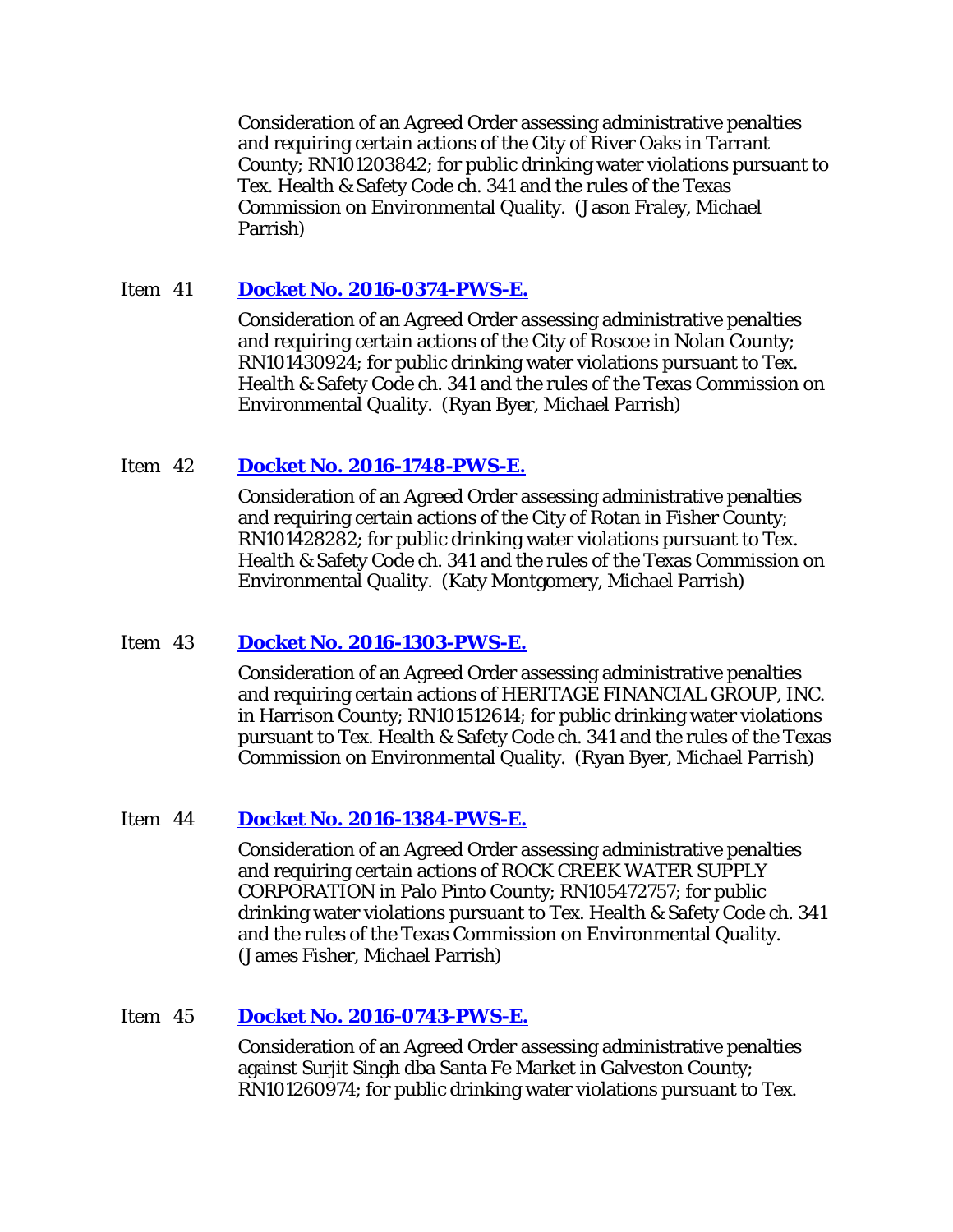Consideration of an Agreed Order assessing administrative penalties and requiring certain actions of the City of River Oaks in Tarrant County; RN101203842; for public drinking water violations pursuant to Tex. Health & Safety Code ch. 341 and the rules of the Texas Commission on Environmental Quality. (Jason Fraley, Michael Parrish)

Item 41 **Docket No. 2016-0374-PWS-E.**

Consideration of an Agreed Order assessing administrative penalties and requiring certain actions of the City of Roscoe in Nolan County; RN101430924; for public drinking water violations pursuant to Tex. Health & Safety Code ch. 341 and the rules of the Texas Commission on Environmental Quality. (Ryan Byer, Michael Parrish)

Item 42 **Docket No. 2016-1748-PWS-E.**

Consideration of an Agreed Order assessing administrative penalties and requiring certain actions of the City of Rotan in Fisher County; RN101428282; for public drinking water violations pursuant to Tex. Health & Safety Code ch. 341 and the rules of the Texas Commission on Environmental Quality. (Katy Montgomery, Michael Parrish)

Item 43 **Docket No. 2016-1303-PWS-E.**

Consideration of an Agreed Order assessing administrative penalties and requiring certain actions of HERITAGE FINANCIAL GROUP, INC. in Harrison County; RN101512614; for public drinking water violations pursuant to Tex. Health & Safety Code ch. 341 and the rules of the Texas Commission on Environmental Quality. (Ryan Byer, Michael Parrish)

Item 44 **Docket No. 2016-1384-PWS-E.**

Consideration of an Agreed Order assessing administrative penalties and requiring certain actions of ROCK CREEK WATER SUPPLY CORPORATION in Palo Pinto County; RN105472757; for public drinking water violations pursuant to Tex. Health & Safety Code ch. 341 and the rules of the Texas Commission on Environmental Quality. (James Fisher, Michael Parrish)

Item 45 **Docket No. 2016-0743-PWS-E.**

Consideration of an Agreed Order assessing administrative penalties against Surjit Singh dba Santa Fe Market in Galveston County; RN101260974; for public drinking water violations pursuant to Tex.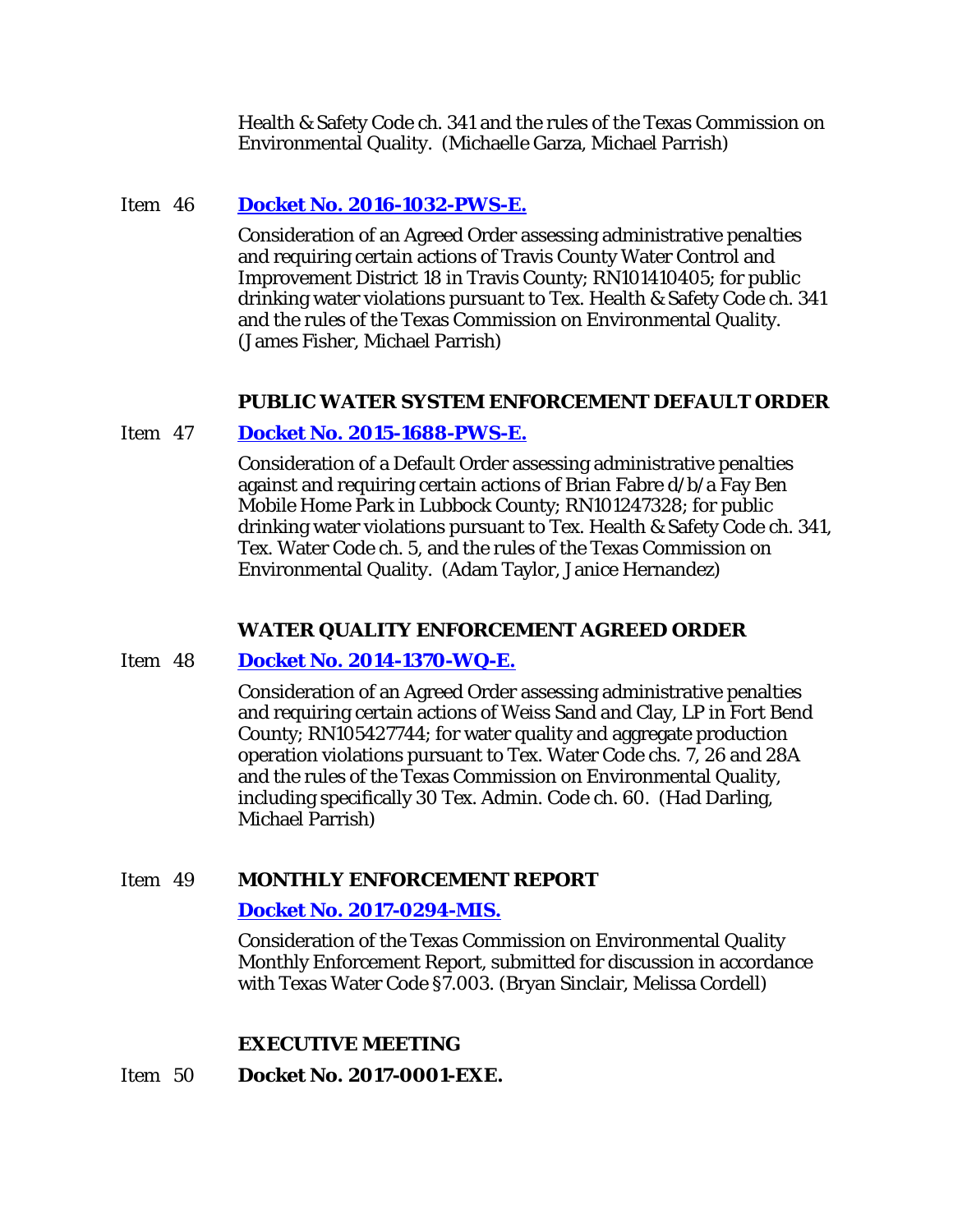Health & Safety Code ch. 341 and the rules of the Texas Commission on Environmental Quality. (Michaelle Garza, Michael Parrish)

Item 46 **Docket No. 2016-1032-PWS-E.**

Consideration of an Agreed Order assessing administrative penalties and requiring certain actions of Travis County Water Control and Improvement District 18 in Travis County; RN101410405; for public drinking water violations pursuant to Tex. Health & Safety Code ch. 341 and the rules of the Texas Commission on Environmental Quality. (James Fisher, Michael Parrish)

**PUBLIC WATER SYSTEM ENFORCEMENT DEFAULT ORDER**

Item 47 **Docket No. 2015-1688-PWS-E.**

Consideration of a Default Order assessing administrative penalties against and requiring certain actions of Brian Fabre d/b/a Fay Ben Mobile Home Park in Lubbock County; RN101247328; for public drinking water violations pursuant to Tex. Health & Safety Code ch. 341, Tex. Water Code ch. 5, and the rules of the Texas Commission on Environmental Quality. (Adam Taylor, Janice Hernandez)

**WATER QUALITY ENFORCEMENT AGREED ORDER**

Item 48 **Docket No. 2014-1370-WQ-E.**

Consideration of an Agreed Order assessing administrative penalties and requiring certain actions of Weiss Sand and Clay, LP in Fort Bend County; RN105427744; for water quality and aggregate production operation violations pursuant to Tex. Water Code chs. 7, 26 and 28A and the rules of the Texas Commission on Environmental Quality, including specifically 30 Tex. Admin. Code ch. 60. (Had Darling, Michael Parrish)

Item 49 **MONTHLY ENFORCEMENT REPORT**

**Docket No. 2017-0294-MIS.**

Consideration of the Texas Commission on Environmental Quality Monthly Enforcement Report, submitted for discussion in accordance with Texas Water Code §7.003. (Bryan Sinclair, Melissa Cordell)

**EXECUTIVE MEETING**

Item 50 **Docket No. 2017-0001-EXE.**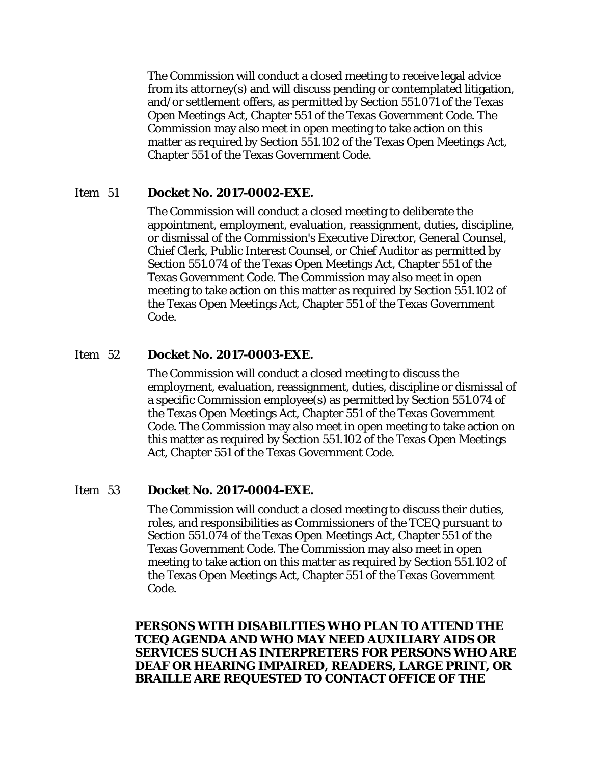The Commission will conduct a closed meeting to receive legal advice from its attorney(s) and will discuss pending or contemplated litigation, and/or settlement offers, as permitted by Section 551.071 of the Texas Open Meetings Act, Chapter 551 of the Texas Government Code. The Commission may also meet in open meeting to take action on this matter as required by Section 551.102 of the Texas Open Meetings Act, Chapter 551 of the Texas Government Code.

Item 51 **Docket No. 2017-0002-EXE.**

The Commission will conduct a closed meeting to deliberate the appointment, employment, evaluation, reassignment, duties, discipline, or dismissal of the Commission's Executive Director, General Counsel, Chief Clerk, Public Interest Counsel, or Chief Auditor as permitted by Section 551.074 of the Texas Open Meetings Act, Chapter 551 of the Texas Government Code. The Commission may also meet in open meeting to take action on this matter as required by Section 551.102 of the Texas Open Meetings Act, Chapter 551 of the Texas Government Code.

Item 52 **Docket No. 2017-0003-EXE.**

The Commission will conduct a closed meeting to discuss the employment, evaluation, reassignment, duties, discipline or dismissal of a specific Commission employee(s) as permitted by Section 551.074 of the Texas Open Meetings Act, Chapter 551 of the Texas Government Code. The Commission may also meet in open meeting to take action on this matter as required by Section 551.102 of the Texas Open Meetings Act, Chapter 551 of the Texas Government Code.

Item 53 **Docket No. 2017-0004-EXE.**

The Commission will conduct a closed meeting to discuss their duties, roles, and responsibilities as Commissioners of the TCEQ pursuant to Section 551.074 of the Texas Open Meetings Act, Chapter 551 of the Texas Government Code. The Commission may also meet in open meeting to take action on this matter as required by Section 551.102 of the Texas Open Meetings Act, Chapter 551 of the Texas Government Code.

**PERSONS WITH DISABILITIES WHO PLAN TO ATTEND THE TCEQ AGENDA AND WHO MAY NEED AUXILIARY AIDS OR SERVICES SUCH AS INTERPRETERS FOR PERSONS WHO ARE DEAF OR HEARING IMPAIRED, READERS, LARGE PRINT, OR BRAILLE ARE REQUESTED TO CONTACT OFFICE OF THE**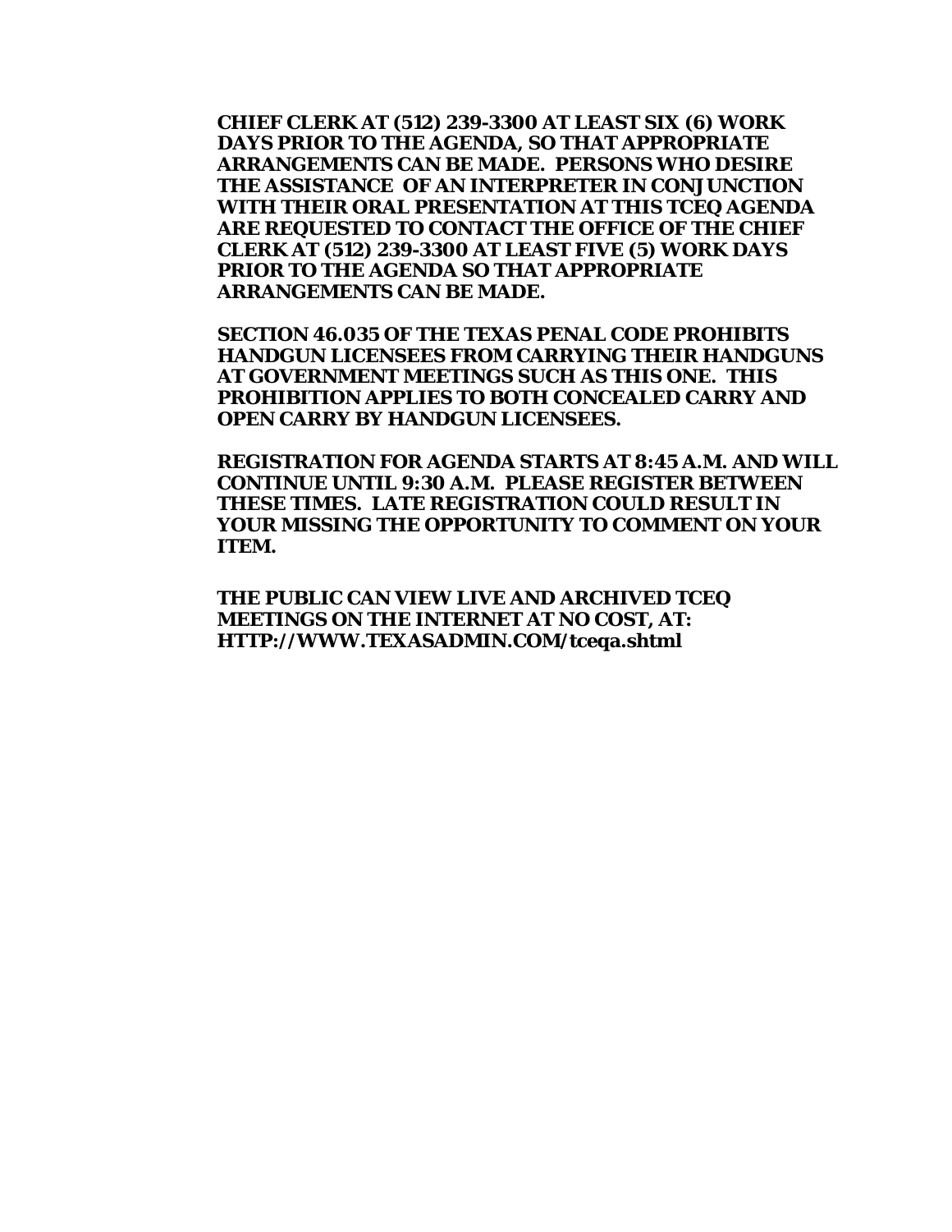**CHIEF CLERK AT (512) 239-3300 AT LEAST SIX (6) WORK DAYS PRIOR TO THE AGENDA, SO THAT APPROPRIATE ARRANGEMENTS CAN BE MADE. PERSONS WHO DESIRE THE ASSISTANCE OF AN INTERPRETER IN CONJUNCTION WITH THEIR ORAL PRESENTATION AT THIS TCEQ AGENDA ARE REQUESTED TO CONTACT THE OFFICE OF THE CHIEF CLERK AT (512) 239-3300 AT LEAST FIVE (5) WORK DAYS PRIOR TO THE AGENDA SO THAT APPROPRIATE ARRANGEMENTS CAN BE MADE.**

**SECTION 46.035 OF THE TEXAS PENAL CODE PROHIBITS HANDGUN LICENSEES FROM CARRYING THEIR HANDGUNS AT GOVERNMENT MEETINGS SUCH AS THIS ONE. THIS PROHIBITION APPLIES TO BOTH CONCEALED CARRY AND OPEN CARRY BY HANDGUN LICENSEES.**

**REGISTRATION FOR AGENDA STARTS AT 8:45 A.M. AND WILL CONTINUE UNTIL 9:30 A.M. PLEASE REGISTER BETWEEN THESE TIMES. LATE REGISTRATION COULD RESULT IN YOUR MISSING THE OPPORTUNITY TO COMMENT ON YOUR ITEM.**

**THE PUBLIC CAN VIEW LIVE AND ARCHIVED TCEQ MEETINGS ON THE INTERNET AT NO COST, AT: HTTP://WWW.TEXASADMIN.COM/tceqa.shtml**